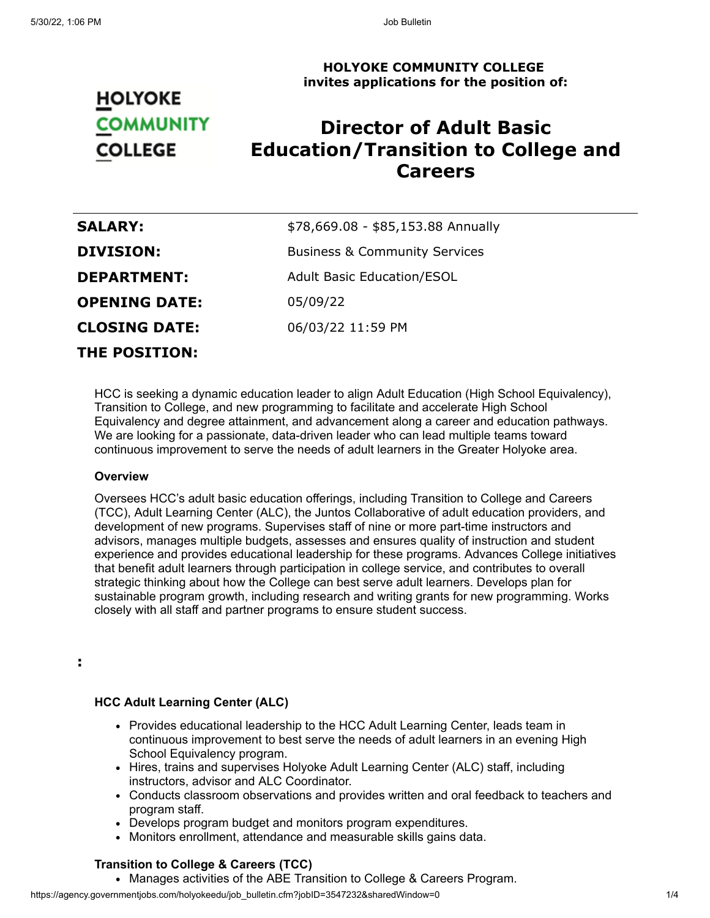**HOLYOKE COMMUNITY COLLEGE**
**invites applications for the position of:**

# Director of Adult Basic Education/Transition to College and Careers

| | |
|---|---|
| **SALARY:** | $78,669.08 - $85,153.88 Annually |
| **DIVISION:** | Business & Community Services |
| **DEPARTMENT:** | Adult Basic Education/ESOL |
| **OPENING DATE:** | 05/09/22 |
| **CLOSING DATE:** | 06/03/22 11:59 PM |

## THE POSITION:

HCC is seeking a dynamic education leader to align Adult Education (High School Equivalency), Transition to College, and new programming to facilitate and accelerate High School Equivalency and degree attainment, and advancement along a career and education pathways. We are looking for a passionate, data-driven leader who can lead multiple teams toward continuous improvement to serve the needs of adult learners in the Greater Holyoke area.

**Overview**

Oversees HCC's adult basic education offerings, including Transition to College and Careers (TCC), Adult Learning Center (ALC), the Juntos Collaborative of adult education providers, and development of new programs. Supervises staff of nine or more part-time instructors and advisors, manages multiple budgets, assesses and ensures quality of instruction and student experience and provides educational leadership for these programs. Advances College initiatives that benefit adult learners through participation in college service, and contributes to overall strategic thinking about how the College can best serve adult learners. Develops plan for sustainable program growth, including research and writing grants for new programming. Works closely with all staff and partner programs to ensure student success.

**:**

**HCC Adult Learning Center (ALC)**

- Provides educational leadership to the HCC Adult Learning Center, leads team in continuous improvement to best serve the needs of adult learners in an evening High School Equivalency program.
- Hires, trains and supervises Holyoke Adult Learning Center (ALC) staff, including instructors, advisor and ALC Coordinator.
- Conducts classroom observations and provides written and oral feedback to teachers and program staff.
- Develops program budget and monitors program expenditures.
- Monitors enrollment, attendance and measurable skills gains data.

**Transition to College & Careers (TCC)**

- Manages activities of the ABE Transition to College & Careers Program.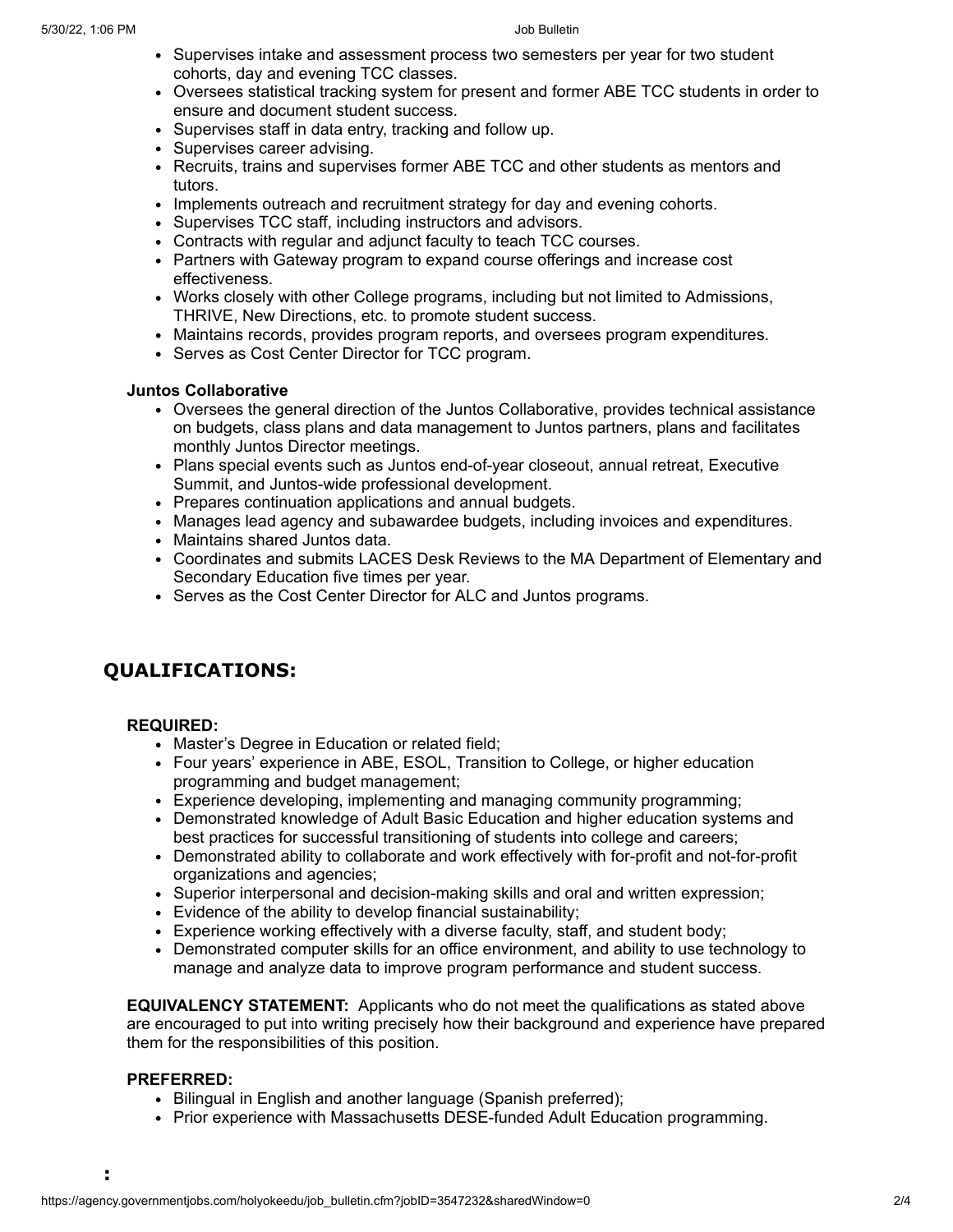- Supervises intake and assessment process two semesters per year for two student cohorts, day and evening TCC classes.
- Oversees statistical tracking system for present and former ABE TCC students in order to ensure and document student success.
- Supervises staff in data entry, tracking and follow up.
- Supervises career advising.
- Recruits, trains and supervises former ABE TCC and other students as mentors and tutors.
- Implements outreach and recruitment strategy for day and evening cohorts.
- Supervises TCC staff, including instructors and advisors.
- Contracts with regular and adjunct faculty to teach TCC courses.
- Partners with Gateway program to expand course offerings and increase cost effectiveness.
- Works closely with other College programs, including but not limited to Admissions, THRIVE, New Directions, etc. to promote student success.
- Maintains records, provides program reports, and oversees program expenditures.
- Serves as Cost Center Director for TCC program.

**Juntos Collaborative**

- Oversees the general direction of the Juntos Collaborative, provides technical assistance on budgets, class plans and data management to Juntos partners, plans and facilitates monthly Juntos Director meetings.
- Plans special events such as Juntos end-of-year closeout, annual retreat, Executive Summit, and Juntos-wide professional development.
- Prepares continuation applications and annual budgets.
- Manages lead agency and subawardee budgets, including invoices and expenditures.
- Maintains shared Juntos data.
- Coordinates and submits LACES Desk Reviews to the MA Department of Elementary and Secondary Education five times per year.
- Serves as the Cost Center Director for ALC and Juntos programs.

## QUALIFICATIONS:

**REQUIRED:**

- Master's Degree in Education or related field;
- Four years' experience in ABE, ESOL, Transition to College, or higher education programming and budget management;
- Experience developing, implementing and managing community programming;
- Demonstrated knowledge of Adult Basic Education and higher education systems and best practices for successful transitioning of students into college and careers;
- Demonstrated ability to collaborate and work effectively with for-profit and not-for-profit organizations and agencies;
- Superior interpersonal and decision-making skills and oral and written expression;
- Evidence of the ability to develop financial sustainability;
- Experience working effectively with a diverse faculty, staff, and student body;
- Demonstrated computer skills for an office environment, and ability to use technology to manage and analyze data to improve program performance and student success.

**EQUIVALENCY STATEMENT:** Applicants who do not meet the qualifications as stated above are encouraged to put into writing precisely how their background and experience have prepared them for the responsibilities of this position.

**PREFERRED:**

- Bilingual in English and another language (Spanish preferred);
- Prior experience with Massachusetts DESE-funded Adult Education programming.

**:**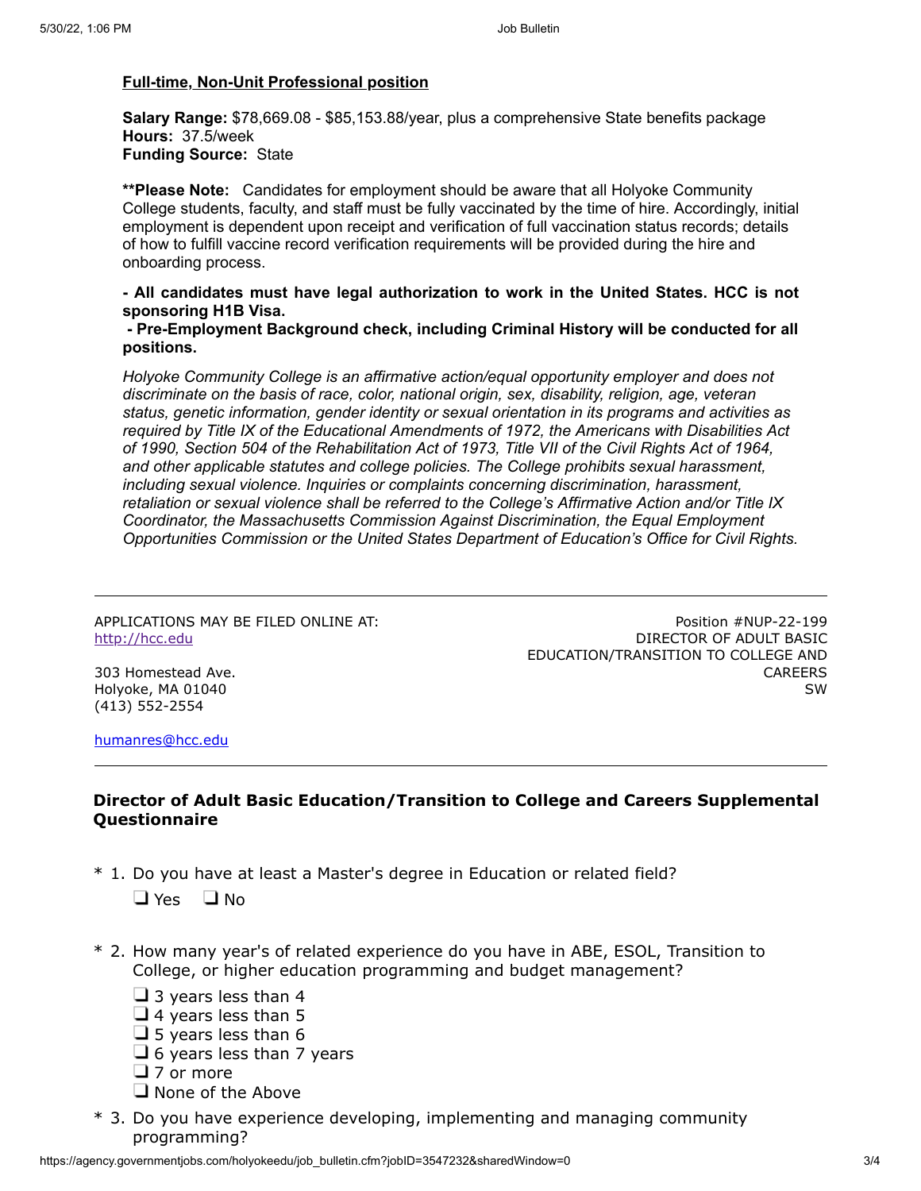**Full-time, Non-Unit Professional position**

**Salary Range:** $78,669.08 - $85,153.88/year, plus a comprehensive State benefits package
**Hours:** 37.5/week
**Funding Source:** State

****Please Note:** Candidates for employment should be aware that all Holyoke Community College students, faculty, and staff must be fully vaccinated by the time of hire. Accordingly, initial employment is dependent upon receipt and verification of full vaccination status records; details of how to fulfill vaccine record verification requirements will be provided during the hire and onboarding process.

**- All candidates must have legal authorization to work in the United States. HCC is not sponsoring H1B Visa.**
**- Pre-Employment Background check, including Criminal History will be conducted for all positions.**

*Holyoke Community College is an affirmative action/equal opportunity employer and does not discriminate on the basis of race, color, national origin, sex, disability, religion, age, veteran status, genetic information, gender identity or sexual orientation in its programs and activities as required by Title IX of the Educational Amendments of 1972, the Americans with Disabilities Act of 1990, Section 504 of the Rehabilitation Act of 1973, Title VII of the Civil Rights Act of 1964, and other applicable statutes and college policies. The College prohibits sexual harassment, including sexual violence. Inquiries or complaints concerning discrimination, harassment, retaliation or sexual violence shall be referred to the College's Affirmative Action and/or Title IX Coordinator, the Massachusetts Commission Against Discrimination, the Equal Employment Opportunities Commission or the United States Department of Education's Office for Civil Rights.*

---

APPLICATIONS MAY BE FILED ONLINE AT:
http://hcc.edu

303 Homestead Ave.
Holyoke, MA 01040
(413) 552-2554

humanres@hcc.edu

Position #NUP-22-199
DIRECTOR OF ADULT BASIC EDUCATION/TRANSITION TO COLLEGE AND CAREERS
SW

---

### Director of Adult Basic Education/Transition to College and Careers Supplemental Questionnaire

\* 1. Do you have at least a Master's degree in Education or related field?

- ☐ Yes
- ☐ No

\* 2. How many year's of related experience do you have in ABE, ESOL, Transition to College, or higher education programming and budget management?

- ☐ 3 years less than 4
- ☐ 4 years less than 5
- ☐ 5 years less than 6
- ☐ 6 years less than 7 years
- ☐ 7 or more
- ☐ None of the Above

\* 3. Do you have experience developing, implementing and managing community programming?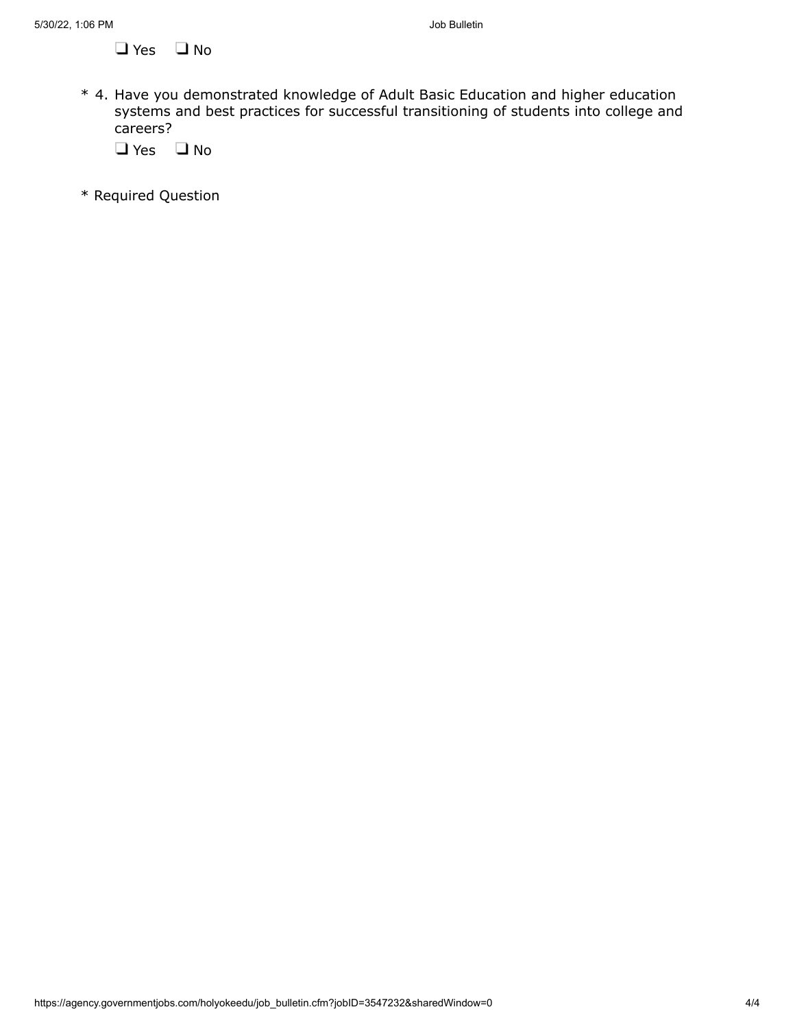❑ Yes ❑ No

\* 4. Have you demonstrated knowledge of Adult Basic Education and higher education systems and best practices for successful transitioning of students into college and careers?

❑ Yes ❑ No

\* Required Question